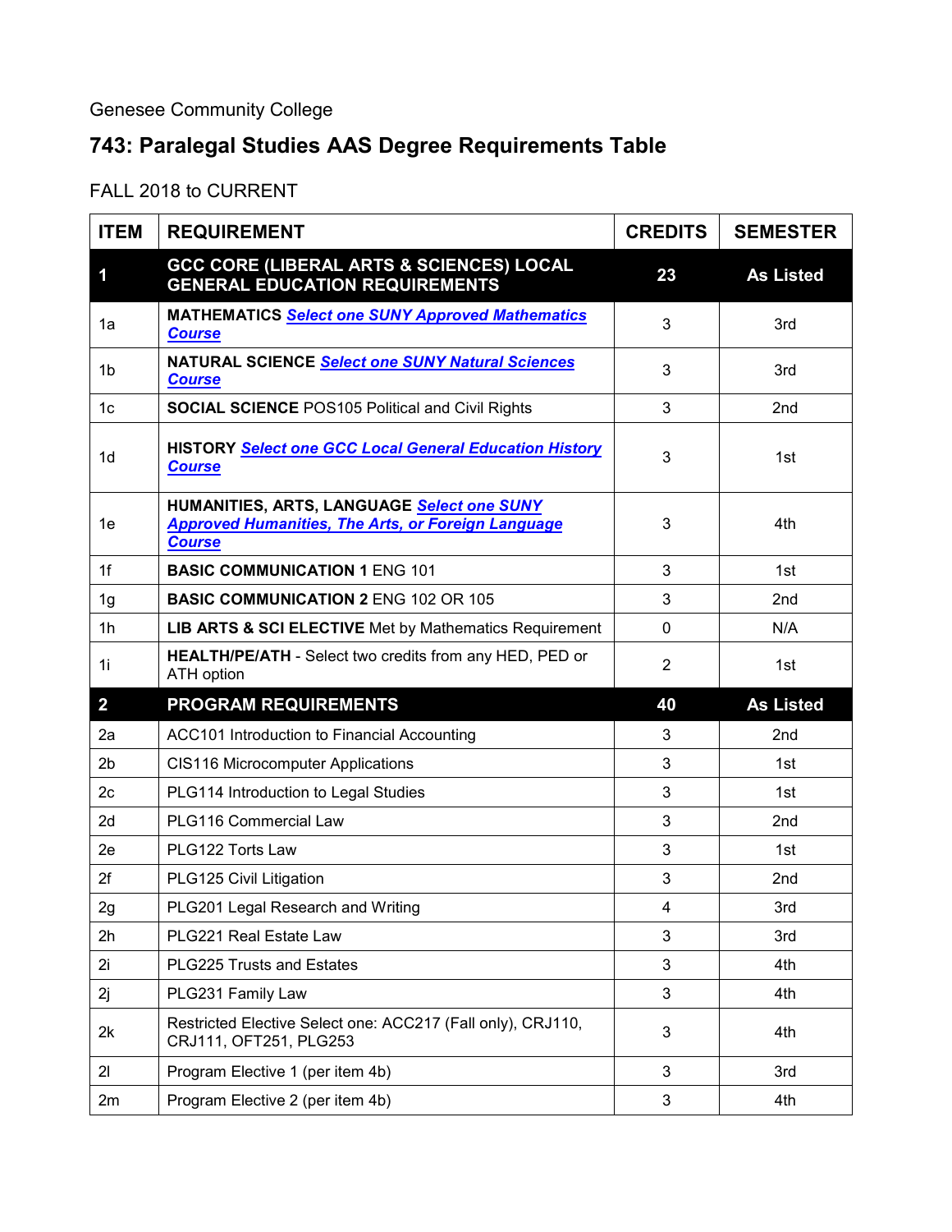Genesee Community College

# 743: Paralegal Studies AAS Degree Requirements Table

FALL 2018 to CURRENT

| ITEM | REQUIREMENT | CREDITS | SEMESTER |
|---|---|---|---|
| **1** | **GCC CORE (LIBERAL ARTS & SCIENCES) LOCAL GENERAL EDUCATION REQUIREMENTS** | **23** | **As Listed** |
| 1a | **MATHEMATICS** ***Select one SUNY Approved Mathematics Course*** | 3 | 3rd |
| 1b | **NATURAL SCIENCE** ***Select one SUNY Natural Sciences Course*** | 3 | 3rd |
| 1c | **SOCIAL SCIENCE** POS105 Political and Civil Rights | 3 | 2nd |
| 1d | **HISTORY** ***Select one GCC Local General Education History Course*** | 3 | 1st |
| 1e | **HUMANITIES, ARTS, LANGUAGE** ***Select one SUNY Approved Humanities, The Arts, or Foreign Language Course*** | 3 | 4th |
| 1f | **BASIC COMMUNICATION 1** ENG 101 | 3 | 1st |
| 1g | **BASIC COMMUNICATION 2** ENG 102 OR 105 | 3 | 2nd |
| 1h | **LIB ARTS & SCI ELECTIVE** Met by Mathematics Requirement | 0 | N/A |
| 1i | **HEALTH/PE/ATH** - Select two credits from any HED, PED or ATH option | 2 | 1st |
| **2** | **PROGRAM REQUIREMENTS** | **40** | **As Listed** |
| 2a | ACC101 Introduction to Financial Accounting | 3 | 2nd |
| 2b | CIS116 Microcomputer Applications | 3 | 1st |
| 2c | PLG114 Introduction to Legal Studies | 3 | 1st |
| 2d | PLG116 Commercial Law | 3 | 2nd |
| 2e | PLG122 Torts Law | 3 | 1st |
| 2f | PLG125 Civil Litigation | 3 | 2nd |
| 2g | PLG201 Legal Research and Writing | 4 | 3rd |
| 2h | PLG221 Real Estate Law | 3 | 3rd |
| 2i | PLG225 Trusts and Estates | 3 | 4th |
| 2j | PLG231 Family Law | 3 | 4th |
| 2k | Restricted Elective Select one: ACC217 (Fall only), CRJ110, CRJ111, OFT251, PLG253 | 3 | 4th |
| 2l | Program Elective 1 (per item 4b) | 3 | 3rd |
| 2m | Program Elective 2 (per item 4b) | 3 | 4th |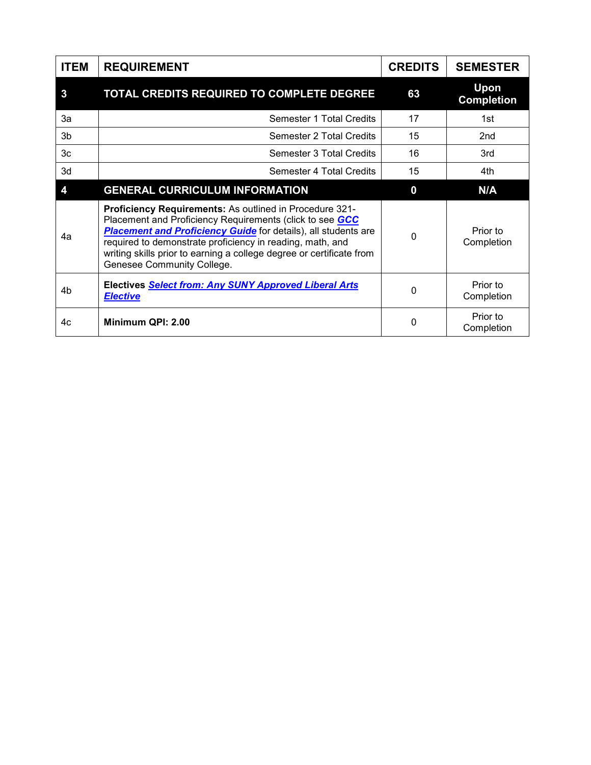| ITEM | REQUIREMENT | CREDITS | SEMESTER |
|---|---|---|---|
| **3** | **TOTAL CREDITS REQUIRED TO COMPLETE DEGREE** | **63** | **Upon Completion** |
| 3a | Semester 1 Total Credits | 17 | 1st |
| 3b | Semester 2 Total Credits | 15 | 2nd |
| 3c | Semester 3 Total Credits | 16 | 3rd |
| 3d | Semester 4 Total Credits | 15 | 4th |
| **4** | **GENERAL CURRICULUM INFORMATION** | **0** | **N/A** |
| 4a | **Proficiency Requirements:** As outlined in Procedure 321-Placement and Proficiency Requirements (click to see ***GCC Placement and Proficiency Guide*** for details), all students are required to demonstrate proficiency in reading, math, and writing skills prior to earning a college degree or certificate from Genesee Community College. | 0 | Prior to Completion |
| 4b | **Electives** ***Select from: Any SUNY Approved Liberal Arts Elective*** | 0 | Prior to Completion |
| 4c | **Minimum QPI: 2.00** | 0 | Prior to Completion |